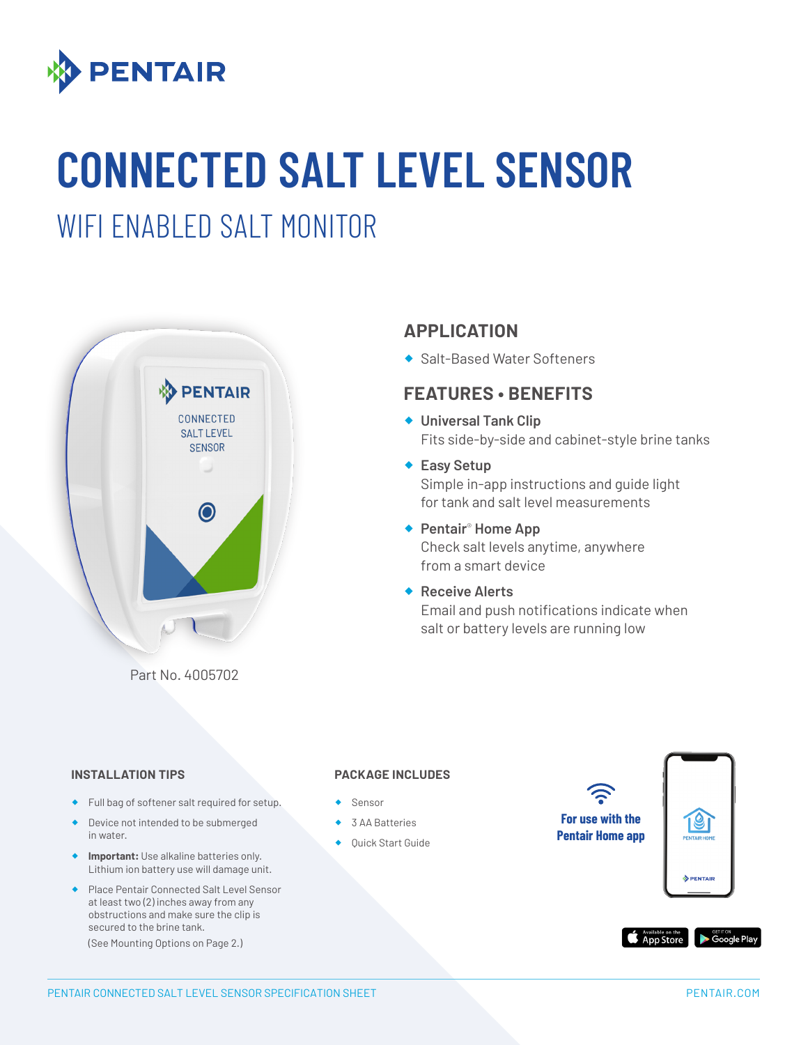PENTAIR

# CONNECTED SALT LEVEL SENSOR

## WIFI ENABLED SALT MONITOR

Part No. 4005702

### APPLICATION

- Salt-Based Water Softeners

### FEATURES • BENEFITS

- **Universal Tank Clip**
  Fits side-by-side and cabinet-style brine tanks
- **Easy Setup**
  Simple in-app instructions and guide light for tank and salt level measurements
- **Pentair® Home App**
  Check salt levels anytime, anywhere from a smart device
- **Receive Alerts**
  Email and push notifications indicate when salt or battery levels are running low

### INSTALLATION TIPS

- Full bag of softener salt required for setup.
- Device not intended to be submerged in water.
- **Important:** Use alkaline batteries only. Lithium ion battery use will damage unit.
- Place Pentair Connected Salt Level Sensor at least two (2) inches away from any obstructions and make sure the clip is secured to the brine tank.
  (See Mounting Options on Page 2.)

### PACKAGE INCLUDES

- Sensor
- 3 AA Batteries
- Quick Start Guide

**For use with the Pentair Home app**

Available on the App Store | Get it on Google Play

PENTAIR CONNECTED SALT LEVEL SENSOR SPECIFICATION SHEET

PENTAIR.COM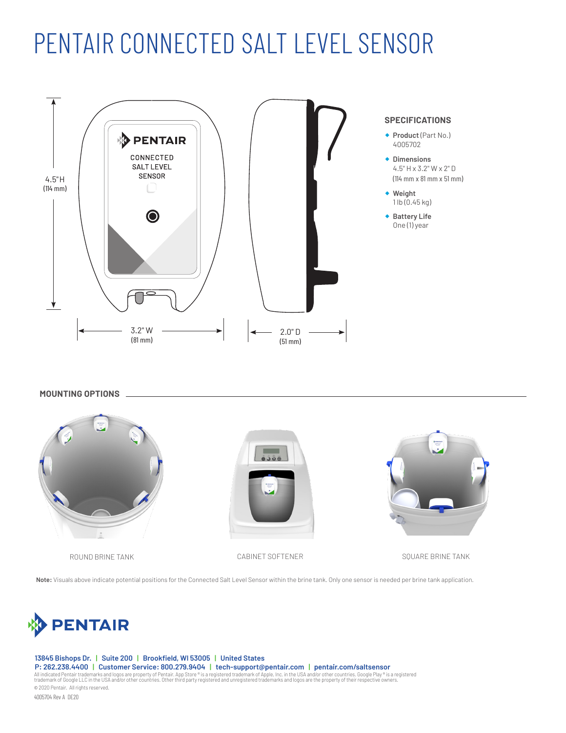# PENTAIR CONNECTED SALT LEVEL SENSOR

4.5" H
(114 mm)

3.2" W
(81 mm)

2.0" D
(51 mm)

### SPECIFICATIONS

- **Product** (Part No.)
  4005702
- **Dimensions**
  4.5" H x 3.2" W x 2" D
  (114 mm x 81 mm x 51 mm)
- **Weight**
  1 lb (0.45 kg)
- **Battery Life**
  One (1) year

### MOUNTING OPTIONS

ROUND BRINE TANK

CABINET SOFTENER

SQUARE BRINE TANK

**Note:** Visuals above indicate potential positions for the Connected Salt Level Sensor within the brine tank. Only one sensor is needed per brine tank application.

PENTAIR

13845 Bishops Dr. | Suite 200 | Brookfield, WI 53005 | United States
P: 262.238.4400 | Customer Service: 800.279.9404 | tech-support@pentair.com | pentair.com/saltsensor

All indicated Pentair trademarks and logos are property of Pentair. App Store ® is a registered trademark of Apple, Inc. in the USA and/or other countries. Google Play ® is a registered trademark of Google LLC in the USA and/or other countries. Other third party registered and unregistered trademarks and logos are the property of their respective owners.

© 2020 Pentair. All rights reserved.

4005704 Rev A DE20